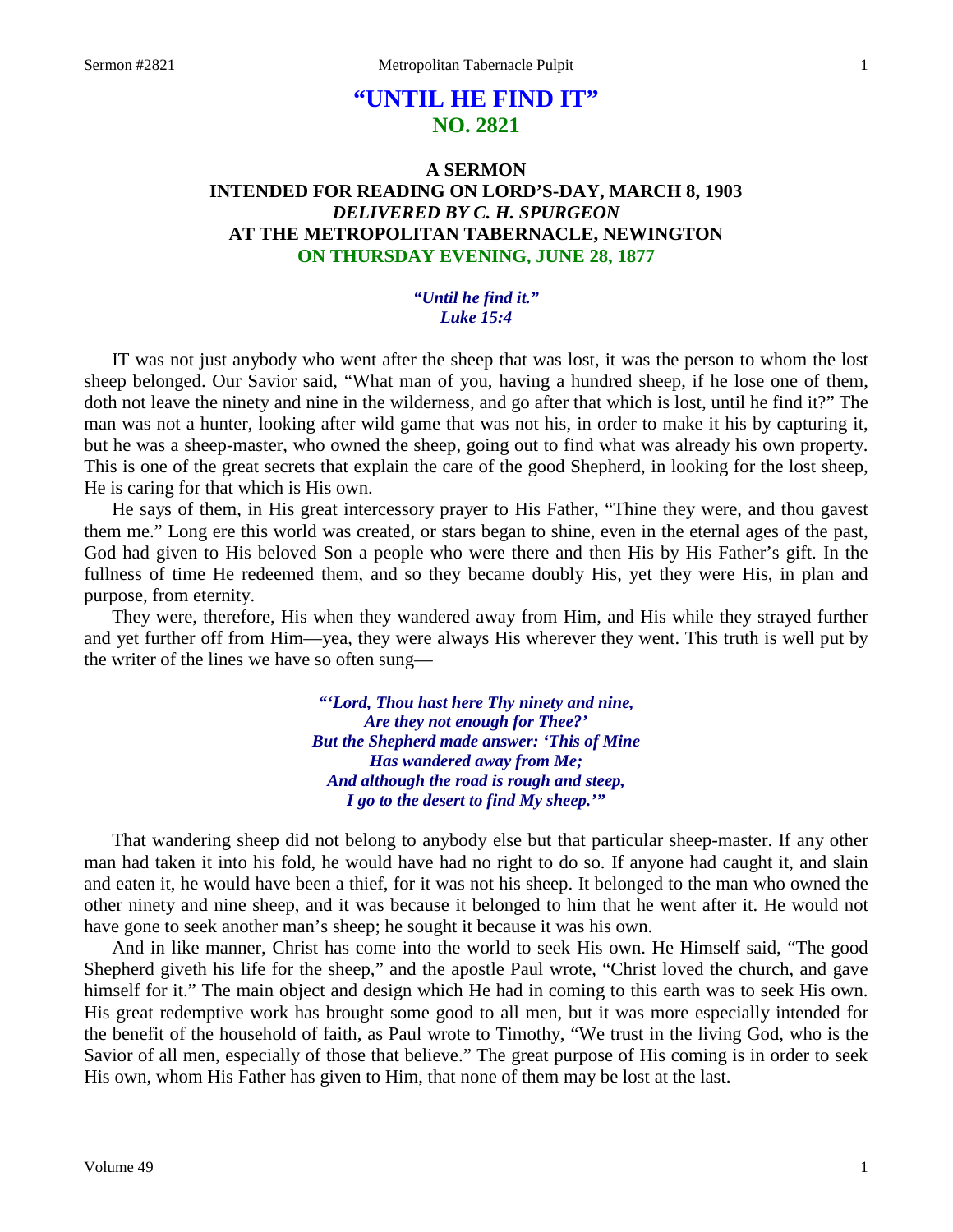# "UNTIL HE FIND IT"
## NO. 2821

### A SERMON
### INTENDED FOR READING ON LORD'S-DAY, MARCH 8, 1903
### *DELIVERED BY C. H. SPURGEON*
### AT THE METROPOLITAN TABERNACLE, NEWINGTON
### ON THURSDAY EVENING, JUNE 28, 1877

***"Until he find it."***
***Luke 15:4***

IT was not just anybody who went after the sheep that was lost, it was the person to whom the lost sheep belonged. Our Savior said, "What man of you, having a hundred sheep, if he lose one of them, doth not leave the ninety and nine in the wilderness, and go after that which is lost, until he find it?" The man was not a hunter, looking after wild game that was not his, in order to make it his by capturing it, but he was a sheep-master, who owned the sheep, going out to find what was already his own property. This is one of the great secrets that explain the care of the good Shepherd, in looking for the lost sheep, He is caring for that which is His own.

He says of them, in His great intercessory prayer to His Father, "Thine they were, and thou gavest them me." Long ere this world was created, or stars began to shine, even in the eternal ages of the past, God had given to His beloved Son a people who were there and then His by His Father's gift. In the fullness of time He redeemed them, and so they became doubly His, yet they were His, in plan and purpose, from eternity.

They were, therefore, His when they wandered away from Him, and His while they strayed further and yet further off from Him—yea, they were always His wherever they went. This truth is well put by the writer of the lines we have so often sung—

> ***"'Lord, Thou hast here Thy ninety and nine,***
> ***Are they not enough for Thee?'***
> ***But the Shepherd made answer: 'This of Mine***
> ***Has wandered away from Me;***
> ***And although the road is rough and steep,***
> ***I go to the desert to find My sheep.'"***

That wandering sheep did not belong to anybody else but that particular sheep-master. If any other man had taken it into his fold, he would have had no right to do so. If anyone had caught it, and slain and eaten it, he would have been a thief, for it was not his sheep. It belonged to the man who owned the other ninety and nine sheep, and it was because it belonged to him that he went after it. He would not have gone to seek another man's sheep; he sought it because it was his own.

And in like manner, Christ has come into the world to seek His own. He Himself said, "The good Shepherd giveth his life for the sheep," and the apostle Paul wrote, "Christ loved the church, and gave himself for it." The main object and design which He had in coming to this earth was to seek His own. His great redemptive work has brought some good to all men, but it was more especially intended for the benefit of the household of faith, as Paul wrote to Timothy, "We trust in the living God, who is the Savior of all men, especially of those that believe." The great purpose of His coming is in order to seek His own, whom His Father has given to Him, that none of them may be lost at the last.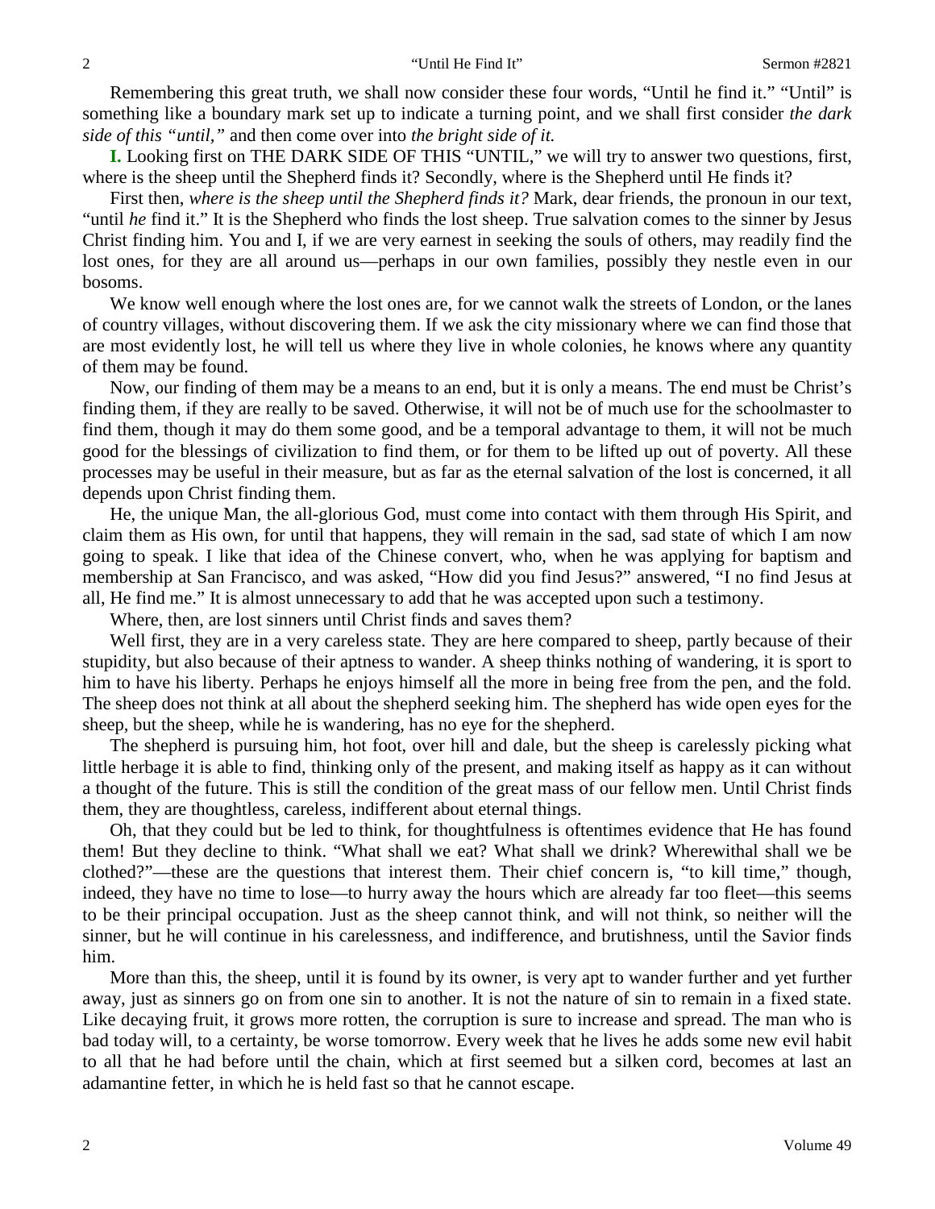Remembering this great truth, we shall now consider these four words, "Until he find it." "Until" is something like a boundary mark set up to indicate a turning point, and we shall first consider *the dark side of this "until,"* and then come over into *the bright side of it.*

**I.** Looking first on THE DARK SIDE OF THIS "UNTIL," we will try to answer two questions, first, where is the sheep until the Shepherd finds it? Secondly, where is the Shepherd until He finds it?

First then, *where is the sheep until the Shepherd finds it?* Mark, dear friends, the pronoun in our text, "until *he* find it." It is the Shepherd who finds the lost sheep. True salvation comes to the sinner by Jesus Christ finding him. You and I, if we are very earnest in seeking the souls of others, may readily find the lost ones, for they are all around us—perhaps in our own families, possibly they nestle even in our bosoms.

We know well enough where the lost ones are, for we cannot walk the streets of London, or the lanes of country villages, without discovering them. If we ask the city missionary where we can find those that are most evidently lost, he will tell us where they live in whole colonies, he knows where any quantity of them may be found.

Now, our finding of them may be a means to an end, but it is only a means. The end must be Christ's finding them, if they are really to be saved. Otherwise, it will not be of much use for the schoolmaster to find them, though it may do them some good, and be a temporal advantage to them, it will not be much good for the blessings of civilization to find them, or for them to be lifted up out of poverty. All these processes may be useful in their measure, but as far as the eternal salvation of the lost is concerned, it all depends upon Christ finding them.

He, the unique Man, the all-glorious God, must come into contact with them through His Spirit, and claim them as His own, for until that happens, they will remain in the sad, sad state of which I am now going to speak. I like that idea of the Chinese convert, who, when he was applying for baptism and membership at San Francisco, and was asked, "How did you find Jesus?" answered, "I no find Jesus at all, He find me." It is almost unnecessary to add that he was accepted upon such a testimony.

Where, then, are lost sinners until Christ finds and saves them?

Well first, they are in a very careless state. They are here compared to sheep, partly because of their stupidity, but also because of their aptness to wander. A sheep thinks nothing of wandering, it is sport to him to have his liberty. Perhaps he enjoys himself all the more in being free from the pen, and the fold. The sheep does not think at all about the shepherd seeking him. The shepherd has wide open eyes for the sheep, but the sheep, while he is wandering, has no eye for the shepherd.

The shepherd is pursuing him, hot foot, over hill and dale, but the sheep is carelessly picking what little herbage it is able to find, thinking only of the present, and making itself as happy as it can without a thought of the future. This is still the condition of the great mass of our fellow men. Until Christ finds them, they are thoughtless, careless, indifferent about eternal things.

Oh, that they could but be led to think, for thoughtfulness is oftentimes evidence that He has found them! But they decline to think. "What shall we eat? What shall we drink? Wherewithal shall we be clothed?"—these are the questions that interest them. Their chief concern is, "to kill time," though, indeed, they have no time to lose—to hurry away the hours which are already far too fleet—this seems to be their principal occupation. Just as the sheep cannot think, and will not think, so neither will the sinner, but he will continue in his carelessness, and indifference, and brutishness, until the Savior finds him.

More than this, the sheep, until it is found by its owner, is very apt to wander further and yet further away, just as sinners go on from one sin to another. It is not the nature of sin to remain in a fixed state. Like decaying fruit, it grows more rotten, the corruption is sure to increase and spread. The man who is bad today will, to a certainty, be worse tomorrow. Every week that he lives he adds some new evil habit to all that he had before until the chain, which at first seemed but a silken cord, becomes at last an adamantine fetter, in which he is held fast so that he cannot escape.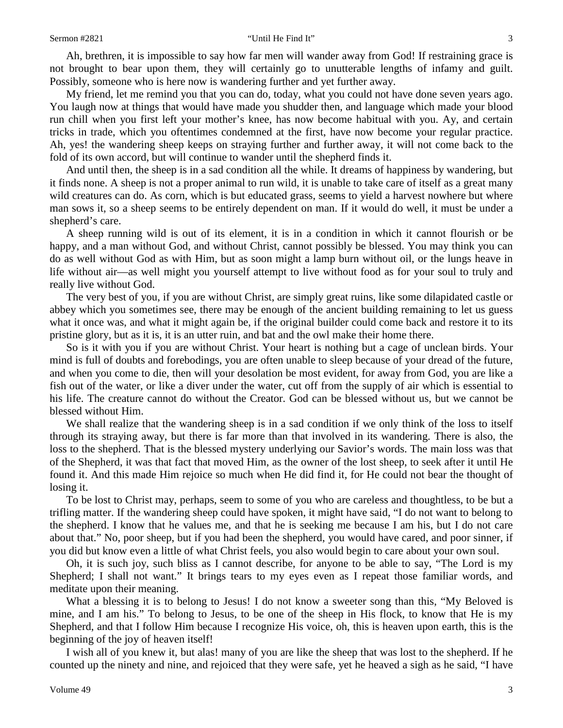Ah, brethren, it is impossible to say how far men will wander away from God! If restraining grace is not brought to bear upon them, they will certainly go to unutterable lengths of infamy and guilt. Possibly, someone who is here now is wandering further and yet further away.

My friend, let me remind you that you can do, today, what you could not have done seven years ago. You laugh now at things that would have made you shudder then, and language which made your blood run chill when you first left your mother's knee, has now become habitual with you. Ay, and certain tricks in trade, which you oftentimes condemned at the first, have now become your regular practice. Ah, yes! the wandering sheep keeps on straying further and further away, it will not come back to the fold of its own accord, but will continue to wander until the shepherd finds it.

And until then, the sheep is in a sad condition all the while. It dreams of happiness by wandering, but it finds none. A sheep is not a proper animal to run wild, it is unable to take care of itself as a great many wild creatures can do. As corn, which is but educated grass, seems to yield a harvest nowhere but where man sows it, so a sheep seems to be entirely dependent on man. If it would do well, it must be under a shepherd's care.

A sheep running wild is out of its element, it is in a condition in which it cannot flourish or be happy, and a man without God, and without Christ, cannot possibly be blessed. You may think you can do as well without God as with Him, but as soon might a lamp burn without oil, or the lungs heave in life without air—as well might you yourself attempt to live without food as for your soul to truly and really live without God.

The very best of you, if you are without Christ, are simply great ruins, like some dilapidated castle or abbey which you sometimes see, there may be enough of the ancient building remaining to let us guess what it once was, and what it might again be, if the original builder could come back and restore it to its pristine glory, but as it is, it is an utter ruin, and bat and the owl make their home there.

So is it with you if you are without Christ. Your heart is nothing but a cage of unclean birds. Your mind is full of doubts and forebodings, you are often unable to sleep because of your dread of the future, and when you come to die, then will your desolation be most evident, for away from God, you are like a fish out of the water, or like a diver under the water, cut off from the supply of air which is essential to his life. The creature cannot do without the Creator. God can be blessed without us, but we cannot be blessed without Him.

We shall realize that the wandering sheep is in a sad condition if we only think of the loss to itself through its straying away, but there is far more than that involved in its wandering. There is also, the loss to the shepherd. That is the blessed mystery underlying our Savior's words. The main loss was that of the Shepherd, it was that fact that moved Him, as the owner of the lost sheep, to seek after it until He found it. And this made Him rejoice so much when He did find it, for He could not bear the thought of losing it.

To be lost to Christ may, perhaps, seem to some of you who are careless and thoughtless, to be but a trifling matter. If the wandering sheep could have spoken, it might have said, "I do not want to belong to the shepherd. I know that he values me, and that he is seeking me because I am his, but I do not care about that." No, poor sheep, but if you had been the shepherd, you would have cared, and poor sinner, if you did but know even a little of what Christ feels, you also would begin to care about your own soul.

Oh, it is such joy, such bliss as I cannot describe, for anyone to be able to say, "The Lord is my Shepherd; I shall not want." It brings tears to my eyes even as I repeat those familiar words, and meditate upon their meaning.

What a blessing it is to belong to Jesus! I do not know a sweeter song than this, "My Beloved is mine, and I am his." To belong to Jesus, to be one of the sheep in His flock, to know that He is my Shepherd, and that I follow Him because I recognize His voice, oh, this is heaven upon earth, this is the beginning of the joy of heaven itself!

I wish all of you knew it, but alas! many of you are like the sheep that was lost to the shepherd. If he counted up the ninety and nine, and rejoiced that they were safe, yet he heaved a sigh as he said, "I have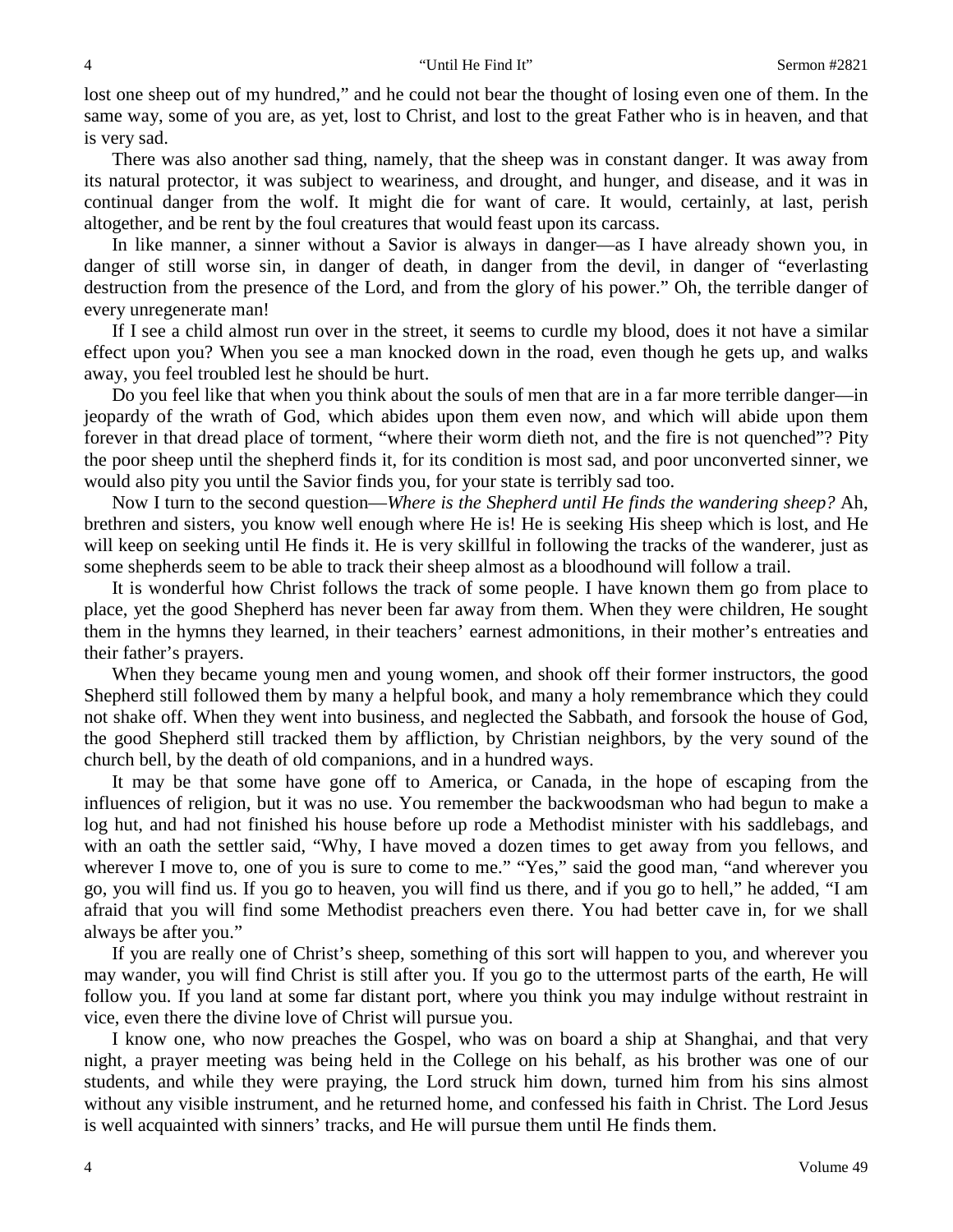lost one sheep out of my hundred," and he could not bear the thought of losing even one of them. In the same way, some of you are, as yet, lost to Christ, and lost to the great Father who is in heaven, and that is very sad.

There was also another sad thing, namely, that the sheep was in constant danger. It was away from its natural protector, it was subject to weariness, and drought, and hunger, and disease, and it was in continual danger from the wolf. It might die for want of care. It would, certainly, at last, perish altogether, and be rent by the foul creatures that would feast upon its carcass.

In like manner, a sinner without a Savior is always in danger—as I have already shown you, in danger of still worse sin, in danger of death, in danger from the devil, in danger of "everlasting destruction from the presence of the Lord, and from the glory of his power." Oh, the terrible danger of every unregenerate man!

If I see a child almost run over in the street, it seems to curdle my blood, does it not have a similar effect upon you? When you see a man knocked down in the road, even though he gets up, and walks away, you feel troubled lest he should be hurt.

Do you feel like that when you think about the souls of men that are in a far more terrible danger—in jeopardy of the wrath of God, which abides upon them even now, and which will abide upon them forever in that dread place of torment, "where their worm dieth not, and the fire is not quenched"? Pity the poor sheep until the shepherd finds it, for its condition is most sad, and poor unconverted sinner, we would also pity you until the Savior finds you, for your state is terribly sad too.

Now I turn to the second question—*Where is the Shepherd until He finds the wandering sheep?* Ah, brethren and sisters, you know well enough where He is! He is seeking His sheep which is lost, and He will keep on seeking until He finds it. He is very skillful in following the tracks of the wanderer, just as some shepherds seem to be able to track their sheep almost as a bloodhound will follow a trail.

It is wonderful how Christ follows the track of some people. I have known them go from place to place, yet the good Shepherd has never been far away from them. When they were children, He sought them in the hymns they learned, in their teachers' earnest admonitions, in their mother's entreaties and their father's prayers.

When they became young men and young women, and shook off their former instructors, the good Shepherd still followed them by many a helpful book, and many a holy remembrance which they could not shake off. When they went into business, and neglected the Sabbath, and forsook the house of God, the good Shepherd still tracked them by affliction, by Christian neighbors, by the very sound of the church bell, by the death of old companions, and in a hundred ways.

It may be that some have gone off to America, or Canada, in the hope of escaping from the influences of religion, but it was no use. You remember the backwoodsman who had begun to make a log hut, and had not finished his house before up rode a Methodist minister with his saddlebags, and with an oath the settler said, "Why, I have moved a dozen times to get away from you fellows, and wherever I move to, one of you is sure to come to me." "Yes," said the good man, "and wherever you go, you will find us. If you go to heaven, you will find us there, and if you go to hell," he added, "I am afraid that you will find some Methodist preachers even there. You had better cave in, for we shall always be after you."

If you are really one of Christ's sheep, something of this sort will happen to you, and wherever you may wander, you will find Christ is still after you. If you go to the uttermost parts of the earth, He will follow you. If you land at some far distant port, where you think you may indulge without restraint in vice, even there the divine love of Christ will pursue you.

I know one, who now preaches the Gospel, who was on board a ship at Shanghai, and that very night, a prayer meeting was being held in the College on his behalf, as his brother was one of our students, and while they were praying, the Lord struck him down, turned him from his sins almost without any visible instrument, and he returned home, and confessed his faith in Christ. The Lord Jesus is well acquainted with sinners' tracks, and He will pursue them until He finds them.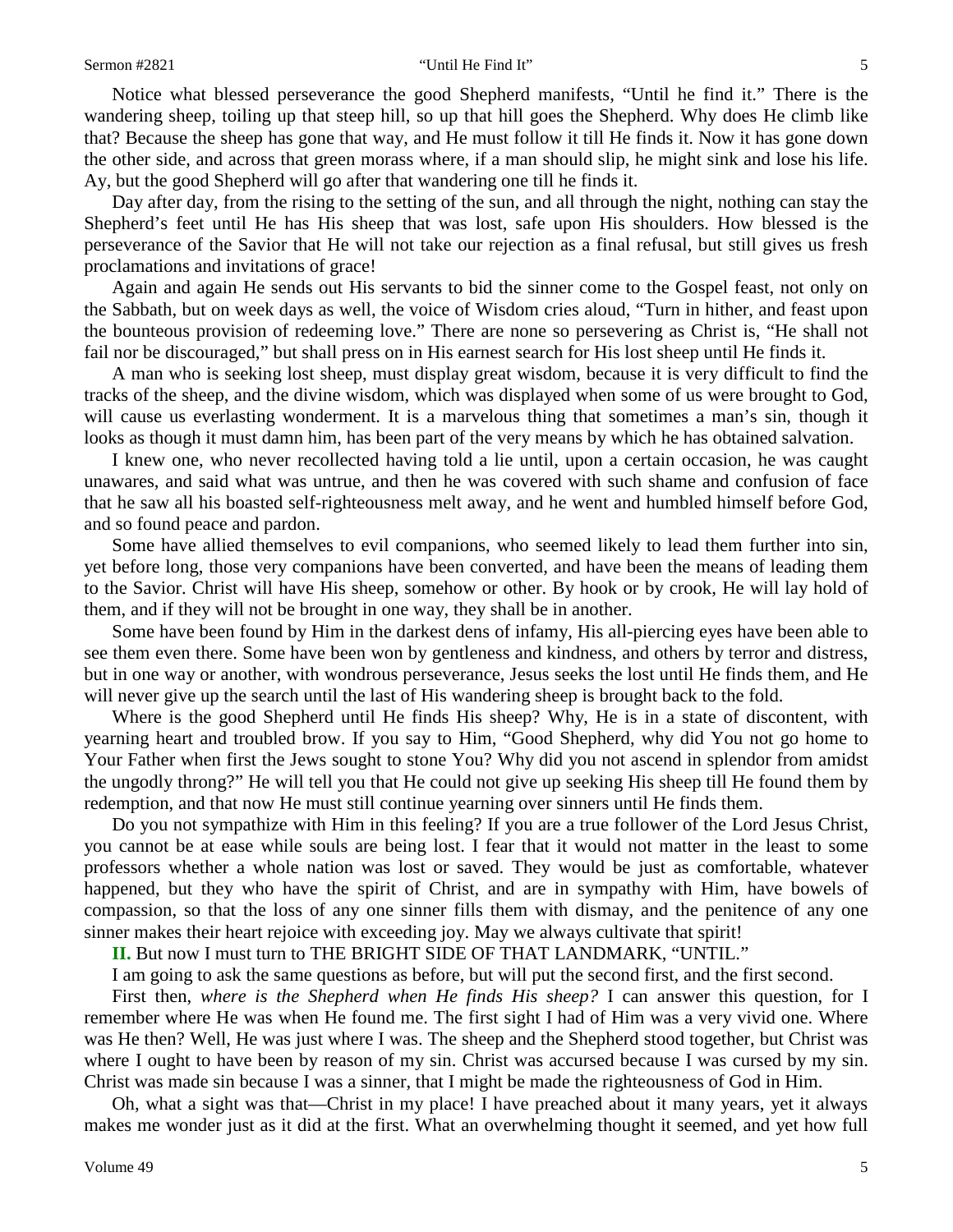Notice what blessed perseverance the good Shepherd manifests, "Until he find it." There is the wandering sheep, toiling up that steep hill, so up that hill goes the Shepherd. Why does He climb like that? Because the sheep has gone that way, and He must follow it till He finds it. Now it has gone down the other side, and across that green morass where, if a man should slip, he might sink and lose his life. Ay, but the good Shepherd will go after that wandering one till he finds it.

Day after day, from the rising to the setting of the sun, and all through the night, nothing can stay the Shepherd's feet until He has His sheep that was lost, safe upon His shoulders. How blessed is the perseverance of the Savior that He will not take our rejection as a final refusal, but still gives us fresh proclamations and invitations of grace!

Again and again He sends out His servants to bid the sinner come to the Gospel feast, not only on the Sabbath, but on week days as well, the voice of Wisdom cries aloud, "Turn in hither, and feast upon the bounteous provision of redeeming love." There are none so persevering as Christ is, "He shall not fail nor be discouraged," but shall press on in His earnest search for His lost sheep until He finds it.

A man who is seeking lost sheep, must display great wisdom, because it is very difficult to find the tracks of the sheep, and the divine wisdom, which was displayed when some of us were brought to God, will cause us everlasting wonderment. It is a marvelous thing that sometimes a man's sin, though it looks as though it must damn him, has been part of the very means by which he has obtained salvation.

I knew one, who never recollected having told a lie until, upon a certain occasion, he was caught unawares, and said what was untrue, and then he was covered with such shame and confusion of face that he saw all his boasted self-righteousness melt away, and he went and humbled himself before God, and so found peace and pardon.

Some have allied themselves to evil companions, who seemed likely to lead them further into sin, yet before long, those very companions have been converted, and have been the means of leading them to the Savior. Christ will have His sheep, somehow or other. By hook or by crook, He will lay hold of them, and if they will not be brought in one way, they shall be in another.

Some have been found by Him in the darkest dens of infamy, His all-piercing eyes have been able to see them even there. Some have been won by gentleness and kindness, and others by terror and distress, but in one way or another, with wondrous perseverance, Jesus seeks the lost until He finds them, and He will never give up the search until the last of His wandering sheep is brought back to the fold.

Where is the good Shepherd until He finds His sheep? Why, He is in a state of discontent, with yearning heart and troubled brow. If you say to Him, "Good Shepherd, why did You not go home to Your Father when first the Jews sought to stone You? Why did you not ascend in splendor from amidst the ungodly throng?" He will tell you that He could not give up seeking His sheep till He found them by redemption, and that now He must still continue yearning over sinners until He finds them.

Do you not sympathize with Him in this feeling? If you are a true follower of the Lord Jesus Christ, you cannot be at ease while souls are being lost. I fear that it would not matter in the least to some professors whether a whole nation was lost or saved. They would be just as comfortable, whatever happened, but they who have the spirit of Christ, and are in sympathy with Him, have bowels of compassion, so that the loss of any one sinner fills them with dismay, and the penitence of any one sinner makes their heart rejoice with exceeding joy. May we always cultivate that spirit!

**II.** But now I must turn to THE BRIGHT SIDE OF THAT LANDMARK, "UNTIL."

I am going to ask the same questions as before, but will put the second first, and the first second.

First then, *where is the Shepherd when He finds His sheep?* I can answer this question, for I remember where He was when He found me. The first sight I had of Him was a very vivid one. Where was He then? Well, He was just where I was. The sheep and the Shepherd stood together, but Christ was where I ought to have been by reason of my sin. Christ was accursed because I was cursed by my sin. Christ was made sin because I was a sinner, that I might be made the righteousness of God in Him.

Oh, what a sight was that—Christ in my place! I have preached about it many years, yet it always makes me wonder just as it did at the first. What an overwhelming thought it seemed, and yet how full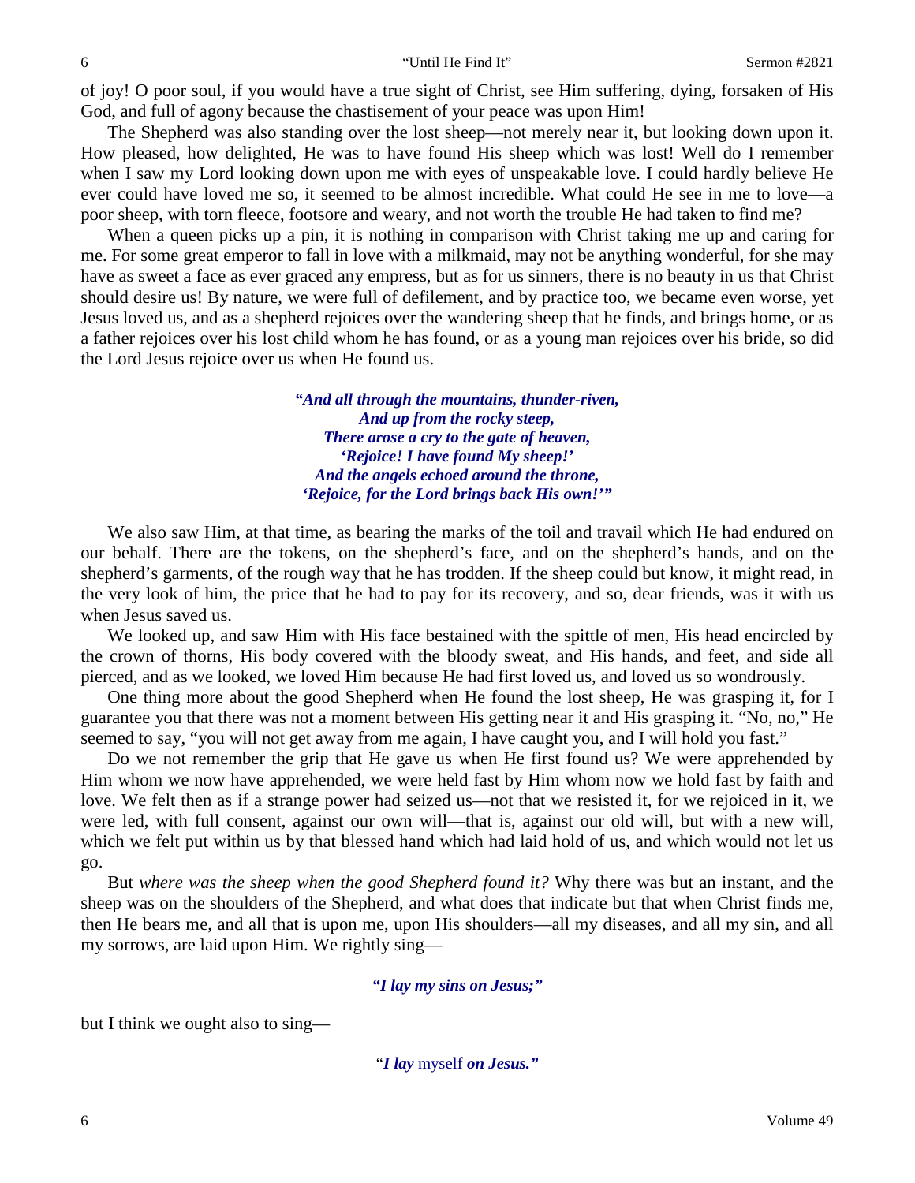of joy! O poor soul, if you would have a true sight of Christ, see Him suffering, dying, forsaken of His God, and full of agony because the chastisement of your peace was upon Him!

The Shepherd was also standing over the lost sheep—not merely near it, but looking down upon it. How pleased, how delighted, He was to have found His sheep which was lost! Well do I remember when I saw my Lord looking down upon me with eyes of unspeakable love. I could hardly believe He ever could have loved me so, it seemed to be almost incredible. What could He see in me to love—a poor sheep, with torn fleece, footsore and weary, and not worth the trouble He had taken to find me?

When a queen picks up a pin, it is nothing in comparison with Christ taking me up and caring for me. For some great emperor to fall in love with a milkmaid, may not be anything wonderful, for she may have as sweet a face as ever graced any empress, but as for us sinners, there is no beauty in us that Christ should desire us! By nature, we were full of defilement, and by practice too, we became even worse, yet Jesus loved us, and as a shepherd rejoices over the wandering sheep that he finds, and brings home, or as a father rejoices over his lost child whom he has found, or as a young man rejoices over his bride, so did the Lord Jesus rejoice over us when He found us.

> ***"And all through the mountains, thunder-riven,***
> ***And up from the rocky steep,***
> ***There arose a cry to the gate of heaven,***
> ***'Rejoice! I have found My sheep!'***
> ***And the angels echoed around the throne,***
> ***'Rejoice, for the Lord brings back His own!'"***

We also saw Him, at that time, as bearing the marks of the toil and travail which He had endured on our behalf. There are the tokens, on the shepherd's face, and on the shepherd's hands, and on the shepherd's garments, of the rough way that he has trodden. If the sheep could but know, it might read, in the very look of him, the price that he had to pay for its recovery, and so, dear friends, was it with us when Jesus saved us.

We looked up, and saw Him with His face bestained with the spittle of men, His head encircled by the crown of thorns, His body covered with the bloody sweat, and His hands, and feet, and side all pierced, and as we looked, we loved Him because He had first loved us, and loved us so wondrously.

One thing more about the good Shepherd when He found the lost sheep, He was grasping it, for I guarantee you that there was not a moment between His getting near it and His grasping it. "No, no," He seemed to say, "you will not get away from me again, I have caught you, and I will hold you fast."

Do we not remember the grip that He gave us when He first found us? We were apprehended by Him whom we now have apprehended, we were held fast by Him whom now we hold fast by faith and love. We felt then as if a strange power had seized us—not that we resisted it, for we rejoiced in it, we were led, with full consent, against our own will—that is, against our old will, but with a new will, which we felt put within us by that blessed hand which had laid hold of us, and which would not let us go.

But *where was the sheep when the good Shepherd found it?* Why there was but an instant, and the sheep was on the shoulders of the Shepherd, and what does that indicate but that when Christ finds me, then He bears me, and all that is upon me, upon His shoulders—all my diseases, and all my sin, and all my sorrows, are laid upon Him. We rightly sing—

> ***"I lay my sins on Jesus;"***

but I think we ought also to sing—

> "***I lay*** myself ***on Jesus."***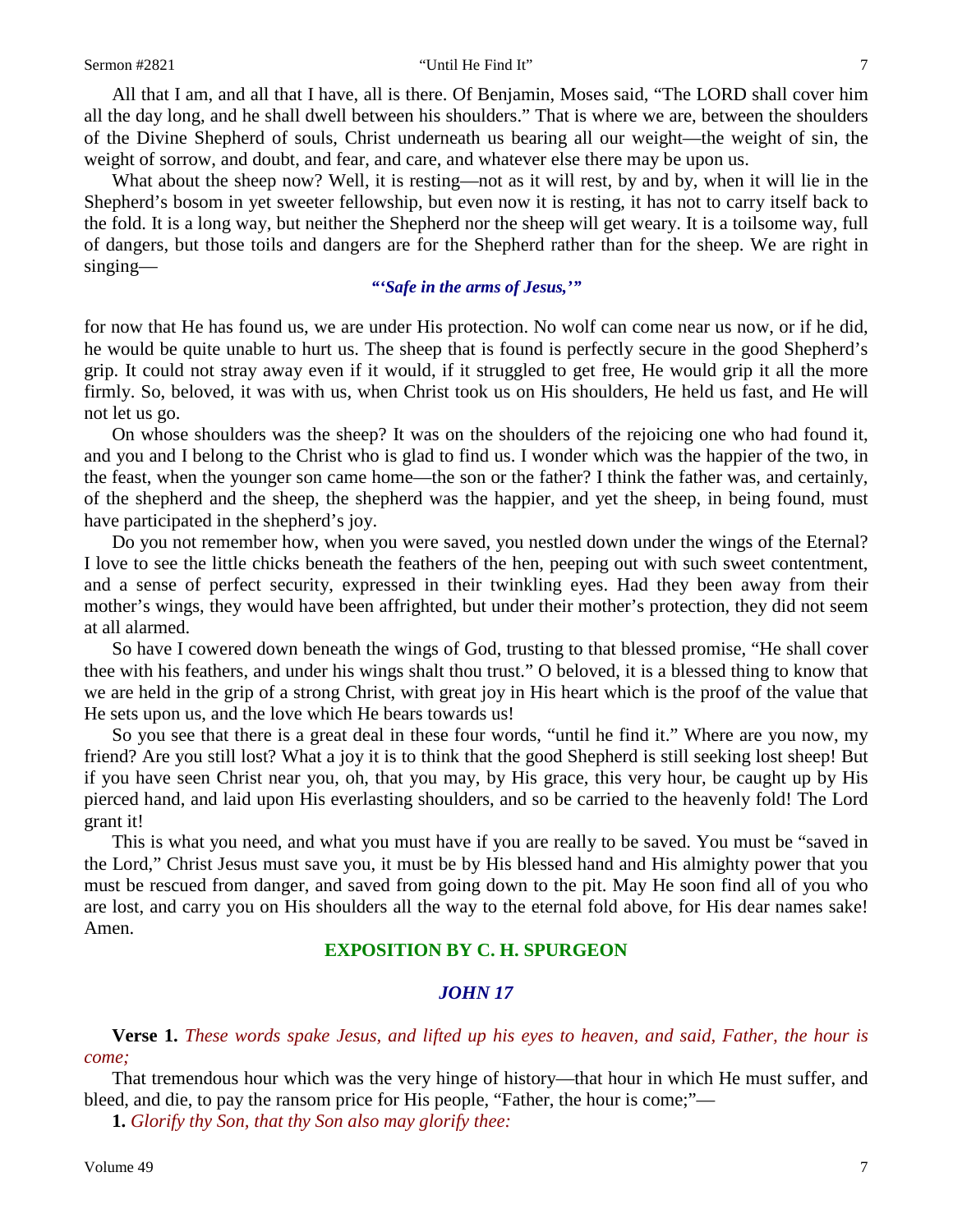All that I am, and all that I have, all is there. Of Benjamin, Moses said, "The LORD shall cover him all the day long, and he shall dwell between his shoulders." That is where we are, between the shoulders of the Divine Shepherd of souls, Christ underneath us bearing all our weight—the weight of sin, the weight of sorrow, and doubt, and fear, and care, and whatever else there may be upon us.

What about the sheep now? Well, it is resting—not as it will rest, by and by, when it will lie in the Shepherd's bosom in yet sweeter fellowship, but even now it is resting, it has not to carry itself back to the fold. It is a long way, but neither the Shepherd nor the sheep will get weary. It is a toilsome way, full of dangers, but those toils and dangers are for the Shepherd rather than for the sheep. We are right in singing—

*"'Safe in the arms of Jesus,'"*

for now that He has found us, we are under His protection. No wolf can come near us now, or if he did, he would be quite unable to hurt us. The sheep that is found is perfectly secure in the good Shepherd's grip. It could not stray away even if it would, if it struggled to get free, He would grip it all the more firmly. So, beloved, it was with us, when Christ took us on His shoulders, He held us fast, and He will not let us go.

On whose shoulders was the sheep? It was on the shoulders of the rejoicing one who had found it, and you and I belong to the Christ who is glad to find us. I wonder which was the happier of the two, in the feast, when the younger son came home—the son or the father? I think the father was, and certainly, of the shepherd and the sheep, the shepherd was the happier, and yet the sheep, in being found, must have participated in the shepherd's joy.

Do you not remember how, when you were saved, you nestled down under the wings of the Eternal? I love to see the little chicks beneath the feathers of the hen, peeping out with such sweet contentment, and a sense of perfect security, expressed in their twinkling eyes. Had they been away from their mother's wings, they would have been affrighted, but under their mother's protection, they did not seem at all alarmed.

So have I cowered down beneath the wings of God, trusting to that blessed promise, "He shall cover thee with his feathers, and under his wings shalt thou trust." O beloved, it is a blessed thing to know that we are held in the grip of a strong Christ, with great joy in His heart which is the proof of the value that He sets upon us, and the love which He bears towards us!

So you see that there is a great deal in these four words, "until he find it." Where are you now, my friend? Are you still lost? What a joy it is to think that the good Shepherd is still seeking lost sheep! But if you have seen Christ near you, oh, that you may, by His grace, this very hour, be caught up by His pierced hand, and laid upon His everlasting shoulders, and so be carried to the heavenly fold! The Lord grant it!

This is what you need, and what you must have if you are really to be saved. You must be "saved in the Lord," Christ Jesus must save you, it must be by His blessed hand and His almighty power that you must be rescued from danger, and saved from going down to the pit. May He soon find all of you who are lost, and carry you on His shoulders all the way to the eternal fold above, for His dear names sake! Amen.

## EXPOSITION BY C. H. SPURGEON

### *JOHN 17*

**Verse 1.** *These words spake Jesus, and lifted up his eyes to heaven, and said, Father, the hour is come;*

That tremendous hour which was the very hinge of history—that hour in which He must suffer, and bleed, and die, to pay the ransom price for His people, "Father, the hour is come;"—

**1.** *Glorify thy Son, that thy Son also may glorify thee:*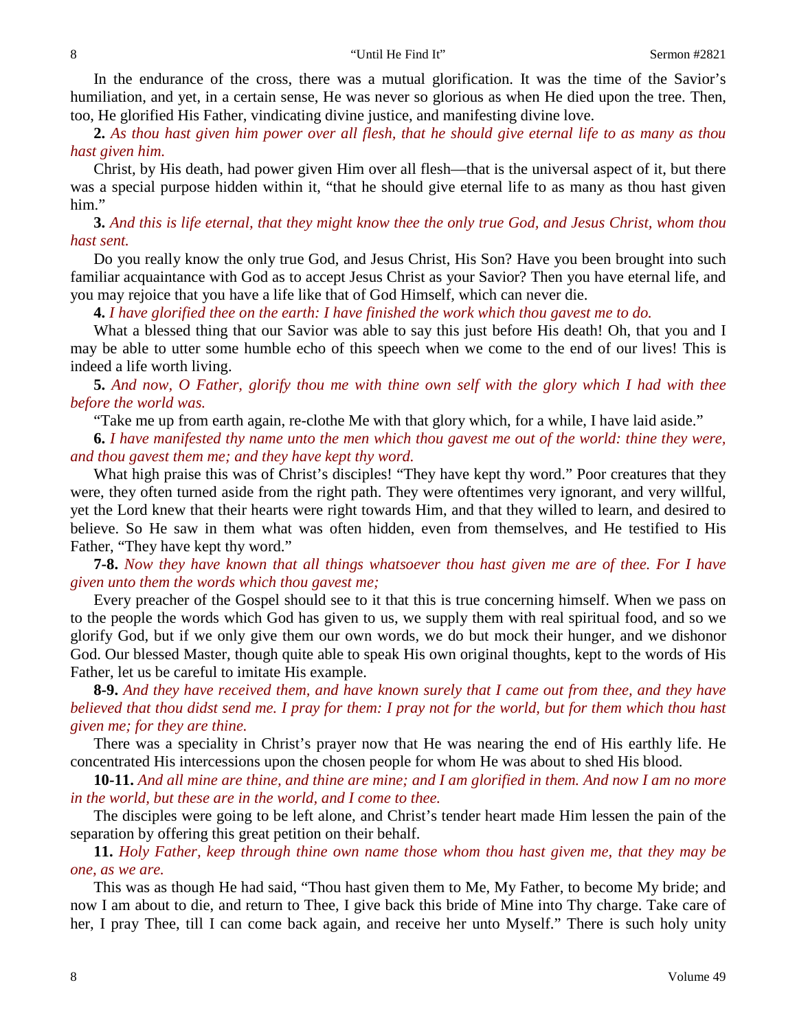In the endurance of the cross, there was a mutual glorification. It was the time of the Savior's humiliation, and yet, in a certain sense, He was never so glorious as when He died upon the tree. Then, too, He glorified His Father, vindicating divine justice, and manifesting divine love.

**2.** *As thou hast given him power over all flesh, that he should give eternal life to as many as thou hast given him.*

Christ, by His death, had power given Him over all flesh—that is the universal aspect of it, but there was a special purpose hidden within it, "that he should give eternal life to as many as thou hast given him."

**3.** *And this is life eternal, that they might know thee the only true God, and Jesus Christ, whom thou hast sent.*

Do you really know the only true God, and Jesus Christ, His Son? Have you been brought into such familiar acquaintance with God as to accept Jesus Christ as your Savior? Then you have eternal life, and you may rejoice that you have a life like that of God Himself, which can never die.

**4.** *I have glorified thee on the earth: I have finished the work which thou gavest me to do.*

What a blessed thing that our Savior was able to say this just before His death! Oh, that you and I may be able to utter some humble echo of this speech when we come to the end of our lives! This is indeed a life worth living.

**5.** *And now, O Father, glorify thou me with thine own self with the glory which I had with thee before the world was.*

"Take me up from earth again, re-clothe Me with that glory which, for a while, I have laid aside."

**6.** *I have manifested thy name unto the men which thou gavest me out of the world: thine they were, and thou gavest them me; and they have kept thy word.*

What high praise this was of Christ's disciples! "They have kept thy word." Poor creatures that they were, they often turned aside from the right path. They were oftentimes very ignorant, and very willful, yet the Lord knew that their hearts were right towards Him, and that they willed to learn, and desired to believe. So He saw in them what was often hidden, even from themselves, and He testified to His Father, "They have kept thy word."

**7-8.** *Now they have known that all things whatsoever thou hast given me are of thee. For I have given unto them the words which thou gavest me;*

Every preacher of the Gospel should see to it that this is true concerning himself. When we pass on to the people the words which God has given to us, we supply them with real spiritual food, and so we glorify God, but if we only give them our own words, we do but mock their hunger, and we dishonor God. Our blessed Master, though quite able to speak His own original thoughts, kept to the words of His Father, let us be careful to imitate His example.

**8-9.** *And they have received them, and have known surely that I came out from thee, and they have believed that thou didst send me. I pray for them: I pray not for the world, but for them which thou hast given me; for they are thine.*

There was a speciality in Christ's prayer now that He was nearing the end of His earthly life. He concentrated His intercessions upon the chosen people for whom He was about to shed His blood.

**10-11.** *And all mine are thine, and thine are mine; and I am glorified in them. And now I am no more in the world, but these are in the world, and I come to thee.*

The disciples were going to be left alone, and Christ's tender heart made Him lessen the pain of the separation by offering this great petition on their behalf.

**11.** *Holy Father, keep through thine own name those whom thou hast given me, that they may be one, as we are.*

This was as though He had said, "Thou hast given them to Me, My Father, to become My bride; and now I am about to die, and return to Thee, I give back this bride of Mine into Thy charge. Take care of her, I pray Thee, till I can come back again, and receive her unto Myself." There is such holy unity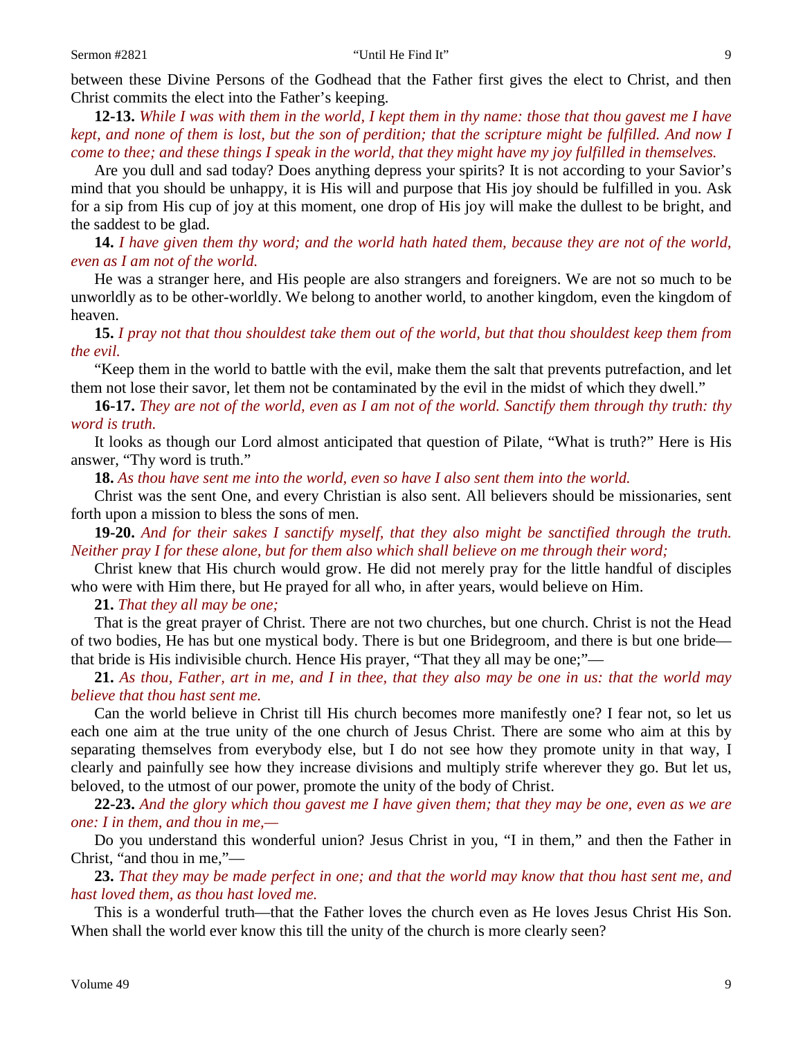between these Divine Persons of the Godhead that the Father first gives the elect to Christ, and then Christ commits the elect into the Father's keeping.

**12-13.** *While I was with them in the world, I kept them in thy name: those that thou gavest me I have kept, and none of them is lost, but the son of perdition; that the scripture might be fulfilled. And now I come to thee; and these things I speak in the world, that they might have my joy fulfilled in themselves.*

Are you dull and sad today? Does anything depress your spirits? It is not according to your Savior's mind that you should be unhappy, it is His will and purpose that His joy should be fulfilled in you. Ask for a sip from His cup of joy at this moment, one drop of His joy will make the dullest to be bright, and the saddest to be glad.

**14.** *I have given them thy word; and the world hath hated them, because they are not of the world, even as I am not of the world.*

He was a stranger here, and His people are also strangers and foreigners. We are not so much to be unworldly as to be other-worldly. We belong to another world, to another kingdom, even the kingdom of heaven.

**15.** *I pray not that thou shouldest take them out of the world, but that thou shouldest keep them from the evil.*

"Keep them in the world to battle with the evil, make them the salt that prevents putrefaction, and let them not lose their savor, let them not be contaminated by the evil in the midst of which they dwell."

**16-17.** *They are not of the world, even as I am not of the world. Sanctify them through thy truth: thy word is truth.*

It looks as though our Lord almost anticipated that question of Pilate, "What is truth?" Here is His answer, "Thy word is truth."

**18.** *As thou have sent me into the world, even so have I also sent them into the world.*

Christ was the sent One, and every Christian is also sent. All believers should be missionaries, sent forth upon a mission to bless the sons of men.

**19-20.** *And for their sakes I sanctify myself, that they also might be sanctified through the truth. Neither pray I for these alone, but for them also which shall believe on me through their word;*

Christ knew that His church would grow. He did not merely pray for the little handful of disciples who were with Him there, but He prayed for all who, in after years, would believe on Him.

**21.** *That they all may be one;*

That is the great prayer of Christ. There are not two churches, but one church. Christ is not the Head of two bodies, He has but one mystical body. There is but one Bridegroom, and there is but one bride—that bride is His indivisible church. Hence His prayer, "That they all may be one;"—

**21.** *As thou, Father, art in me, and I in thee, that they also may be one in us: that the world may believe that thou hast sent me.*

Can the world believe in Christ till His church becomes more manifestly one? I fear not, so let us each one aim at the true unity of the one church of Jesus Christ. There are some who aim at this by separating themselves from everybody else, but I do not see how they promote unity in that way, I clearly and painfully see how they increase divisions and multiply strife wherever they go. But let us, beloved, to the utmost of our power, promote the unity of the body of Christ.

**22-23.** *And the glory which thou gavest me I have given them; that they may be one, even as we are one: I in them, and thou in me,—*

Do you understand this wonderful union? Jesus Christ in you, "I in them," and then the Father in Christ, "and thou in me,"—

**23.** *That they may be made perfect in one; and that the world may know that thou hast sent me, and hast loved them, as thou hast loved me.*

This is a wonderful truth—that the Father loves the church even as He loves Jesus Christ His Son. When shall the world ever know this till the unity of the church is more clearly seen?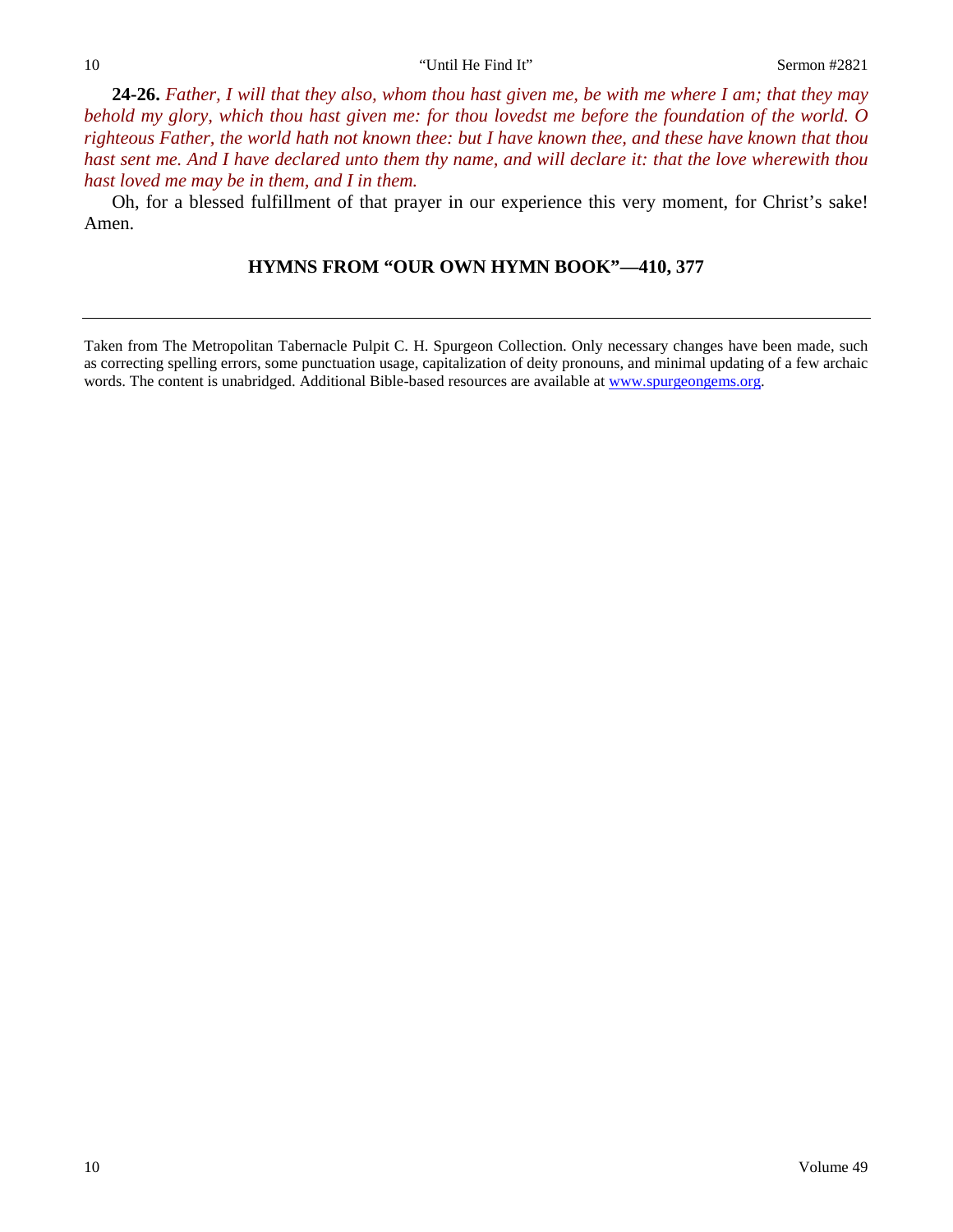**24-26.** *Father, I will that they also, whom thou hast given me, be with me where I am; that they may behold my glory, which thou hast given me: for thou lovedst me before the foundation of the world. O righteous Father, the world hath not known thee: but I have known thee, and these have known that thou hast sent me. And I have declared unto them thy name, and will declare it: that the love wherewith thou hast loved me may be in them, and I in them.*

Oh, for a blessed fulfillment of that prayer in our experience this very moment, for Christ's sake! Amen.

### HYMNS FROM "OUR OWN HYMN BOOK"—410, 377

---

Taken from The Metropolitan Tabernacle Pulpit C. H. Spurgeon Collection. Only necessary changes have been made, such as correcting spelling errors, some punctuation usage, capitalization of deity pronouns, and minimal updating of a few archaic words. The content is unabridged. Additional Bible-based resources are available at www.spurgeongems.org.